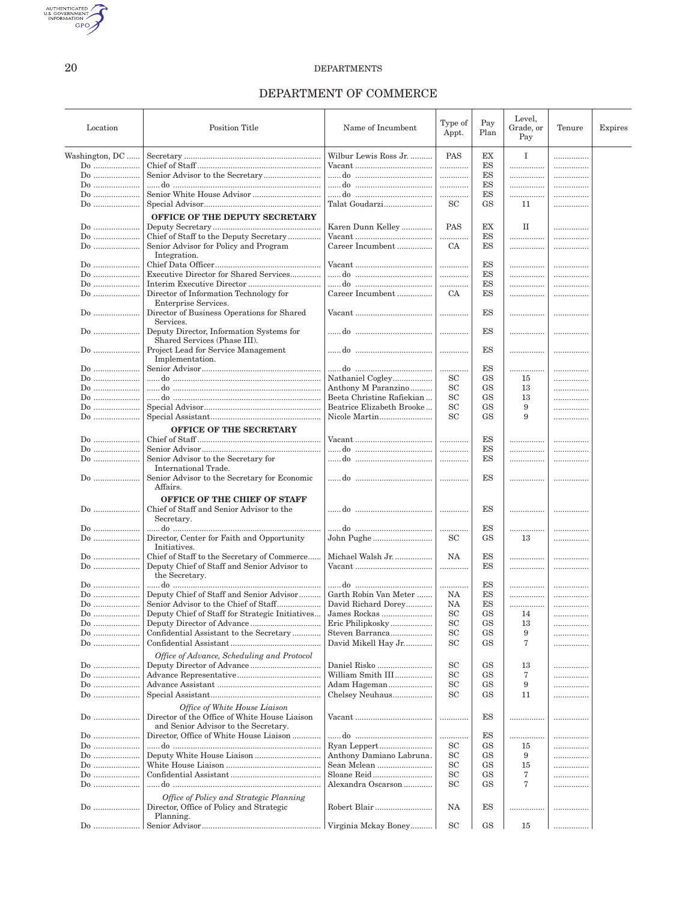# DEPARTMENT OF COMMERCE

| Location | Position Title | Name of Incumbent | Type of Appt. | Pay Plan | Level, Grade, or Pay | Tenure | Expires |
|---|---|---|---|---|---|---|---|
| Washington, DC | Secretary | Wilbur Lewis Ross Jr. | PAS | EX | I | | |
| Do | Chief of Staff | Vacant | | ES | | | |
| Do | Senior Advisor to the Secretary | ......do | | ES | | | |
| Do | ......do | ......do | | ES | | | |
| Do | Senior White House Advisor | ......do | | ES | | | |
| Do | Special Advisor | Talat Goudarzi | SC | GS | 11 | | |
| | **OFFICE OF THE DEPUTY SECRETARY** | | | | | | |
| Do | Deputy Secretary | Karen Dunn Kelley | PAS | EX | II | | |
| Do | Chief of Staff to the Deputy Secretary | Vacant | | ES | | | |
| Do | Senior Advisor for Policy and Program Integration. | Career Incumbent | CA | ES | | | |
| Do | Chief Data Officer | Vacant | | ES | | | |
| Do | Executive Director for Shared Services | ......do | | ES | | | |
| Do | Interim Executive Director | ......do | | ES | | | |
| Do | Director of Information Technology for Enterprise Services. | Career Incumbent | CA | ES | | | |
| Do | Director of Business Operations for Shared Services. | Vacant | | ES | | | |
| Do | Deputy Director, Information Systems for Shared Services (Phase III). | ......do | | ES | | | |
| Do | Project Lead for Service Management Implementation. | ......do | | ES | | | |
| Do | Senior Advisor | ......do | | ES | | | |
| Do | ......do | Nathaniel Cogley | SC | GS | 15 | | |
| Do | ......do | Anthony M Paranzino | SC | GS | 13 | | |
| Do | ......do | Beeta Christine Rafiekian | SC | GS | 13 | | |
| Do | Special Advisor | Beatrice Elizabeth Brooke | SC | GS | 9 | | |
| Do | Special Assistant | Nicole Martin | SC | GS | 9 | | |
| | **OFFICE OF THE SECRETARY** | | | | | | |
| Do | Chief of Staff | Vacant | | ES | | | |
| Do | Senior Advisor | ......do | | ES | | | |
| Do | Senior Advisor to the Secretary for International Trade. | ......do | | ES | | | |
| Do | Senior Advisor to the Secretary for Economic Affairs. | ......do | | ES | | | |
| | **OFFICE OF THE CHIEF OF STAFF** | | | | | | |
| Do | Chief of Staff and Senior Advisor to the Secretary. | ......do | | ES | | | |
| Do | ......do | ......do | | ES | | | |
| Do | Director, Center for Faith and Opportunity Initiatives. | John Pughe | SC | GS | 13 | | |
| Do | Chief of Staff to the Secretary of Commerce | Michael Walsh Jr. | NA | ES | | | |
| Do | Deputy Chief of Staff and Senior Advisor to the Secretary. | Vacant | | ES | | | |
| Do | ......do | ......do | | ES | | | |
| Do | Deputy Chief of Staff and Senior Advisor | Garth Robin Van Meter | NA | ES | | | |
| Do | Senior Advisor to the Chief of Staff | David Richard Dorey | NA | ES | | | |
| Do | Deputy Chief of Staff for Strategic Initiatives | James Rockas | SC | GS | 14 | | |
| Do | Deputy Director of Advance | Eric Philipkosky | SC | GS | 13 | | |
| Do | Confidential Assistant to the Secretary | Steven Barranca | SC | GS | 9 | | |
| Do | Confidential Assistant | David Mikell Hay Jr. | SC | GS | 7 | | |
| | *Office of Advance, Scheduling and Protocol* | | | | | | |
| Do | Deputy Director of Advance | Daniel Risko | SC | GS | 13 | | |
| Do | Advance Representative | William Smith III | SC | GS | 7 | | |
| Do | Advance Assistant | Adam Hageman | SC | GS | 9 | | |
| Do | Special Assistant | Chelsey Neuhaus | SC | GS | 11 | | |
| | *Office of White House Liaison* | | | | | | |
| Do | Director of the Office of White House Liaison and Senior Advisor to the Secretary. | Vacant | | ES | | | |
| Do | Director, Office of White House Liaison | ......do | | ES | | | |
| Do | ......do | Ryan Leppert | SC | GS | 15 | | |
| Do | Deputy White House Liaison | Anthony Damiano Labruna. | SC | GS | 9 | | |
| Do | White House Liaison | Sean Mclean | SC | GS | 15 | | |
| Do | Confidential Assistant | Sloane Reid | SC | GS | 7 | | |
| Do | ......do | Alexandra Oscarson | SC | GS | 7 | | |
| | *Office of Policy and Strategic Planning* | | | | | | |
| Do | Director, Office of Policy and Strategic Planning. | Robert Blair | NA | ES | | | |
| Do | Senior Advisor | Virginia Mckay Boney | SC | GS | 15 | | |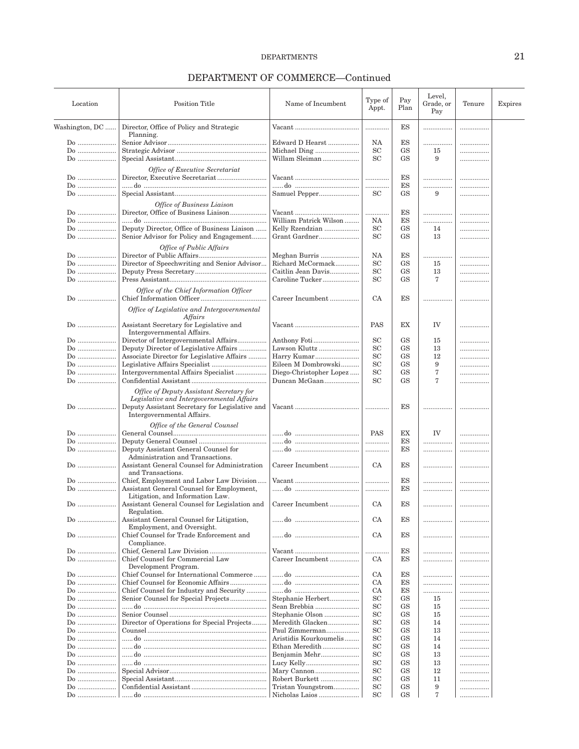## DEPARTMENT OF COMMERCE—Continued

| Location | Position Title | Name of Incumbent | Type of Appt. | Pay Plan | Level, Grade, or Pay | Tenure | Expires |
|---|---|---|---|---|---|---|---|
| Washington, DC | Director, Office of Policy and Strategic Planning. | Vacant | | ES | | | |
| Do | Senior Advisor | Edward D Hearst | NA | ES | | | |
| Do | Strategic Advisor | Michael Ding | SC | GS | 15 | | |
| Do | Special Assistant | Willam Sleiman | SC | GS | 9 | | |
| | *Office of Executive Secretariat* | | | | | | |
| Do | Director, Executive Secretariat | Vacant | | ES | | | |
| Do | ......do | ......do | | ES | | | |
| Do | Special Assistant | Samuel Pepper | SC | GS | 9 | | |
| | *Office of Business Liaison* | | | | | | |
| Do | Director, Office of Business Liaison | Vacant | | ES | | | |
| Do | ......do | William Patrick Wilson | NA | ES | | | |
| Do | Deputy Director, Office of Business Liaison | Kelly Rzendzian | SC | GS | 14 | | |
| Do | Senior Advisor for Policy and Engagement | Grant Gardner | SC | GS | 13 | | |
| | *Office of Public Affairs* | | | | | | |
| Do | Director of Public Affairs | Meghan Burris | NA | ES | | | |
| Do | Director of Speechwriting and Senior Advisor | Richard McCormack | SC | GS | 15 | | |
| Do | Deputy Press Secretary | Caitlin Jean Davis | SC | GS | 13 | | |
| Do | Press Assistant | Caroline Tucker | SC | GS | 7 | | |
| | *Office of the Chief Information Officer* | | | | | | |
| Do | Chief Information Officer | Career Incumbent | CA | ES | | | |
| | *Office of Legislative and Intergovernmental Affairs* | | | | | | |
| Do | Assistant Secretary for Legislative and Intergovernmental Affairs. | Vacant | PAS | EX | IV | | |
| Do | Director of Intergovernmental Affairs | Anthony Foti | SC | GS | 15 | | |
| Do | Deputy Director of Legislative Affairs | Lawson Kluttz | SC | GS | 13 | | |
| Do | Associate Director for Legislative Affairs | Harry Kumar | SC | GS | 12 | | |
| Do | Legislative Affairs Specialist | Eileen M Dombrowski | SC | GS | 9 | | |
| Do | Intergovernmental Affairs Specialist | Diego-Christopher Lopez | SC | GS | 7 | | |
| Do | Confidential Assistant | Duncan McGaan | SC | GS | 7 | | |
| | *Office of Deputy Assistant Secretary for Legislative and Intergovernmental Affairs* | | | | | | |
| Do | Deputy Assistant Secretary for Legislative and Intergovernmental Affairs. | Vacant | | ES | | | |
| | *Office of the General Counsel* | | | | | | |
| Do | General Counsel | ......do | PAS | EX | IV | | |
| Do | Deputy General Counsel | ......do | | ES | | | |
| Do | Deputy Assistant General Counsel for Administration and Transactions. | ......do | | ES | | | |
| Do | Assistant General Counsel for Administration and Transactions. | Career Incumbent | CA | ES | | | |
| Do | Chief, Employment and Labor Law Division | Vacant | | ES | | | |
| Do | Assistant General Counsel for Employment, Litigation, and Information Law. | ......do | | ES | | | |
| Do | Assistant General Counsel for Legislation and Regulation. | Career Incumbent | CA | ES | | | |
| Do | Assistant General Counsel for Litigation, Employment, and Oversight. | ......do | CA | ES | | | |
| Do | Chief Counsel for Trade Enforcement and Compliance. | ......do | CA | ES | | | |
| Do | Chief, General Law Division | Vacant | | ES | | | |
| Do | Chief Counsel for Commercial Law Development Program. | Career Incumbent | CA | ES | | | |
| Do | Chief Counsel for International Commerce | ......do | CA | ES | | | |
| Do | Chief Counsel for Economic Affairs | ......do | CA | ES | | | |
| Do | Chief Counsel for Industry and Security | ......do | CA | ES | | | |
| Do | Senior Counsel for Special Projects | Stephanie Herbert | SC | GS | 15 | | |
| Do | ......do | Sean Brebbia | SC | GS | 15 | | |
| Do | Senior Counsel | Stephanie Olson | SC | GS | 15 | | |
| Do | Director of Operations for Special Projects | Meredith Glacken | SC | GS | 14 | | |
| Do | Counsel | Paul Zimmerman | SC | GS | 13 | | |
| Do | ......do | Aristidis Kourkoumelis | SC | GS | 14 | | |
| Do | ......do | Ethan Meredith | SC | GS | 14 | | |
| Do | ......do | Benjamin Mehr | SC | GS | 13 | | |
| Do | ......do | Lucy Kelly | SC | GS | 13 | | |
| Do | Special Advisor | Mary Cannon | SC | GS | 12 | | |
| Do | Special Assistant | Robert Burkett | SC | GS | 11 | | |
| Do | Confidential Assistant | Tristan Youngstrom | SC | GS | 9 | | |
| Do | ......do | Nicholas Laios | SC | GS | 7 | | |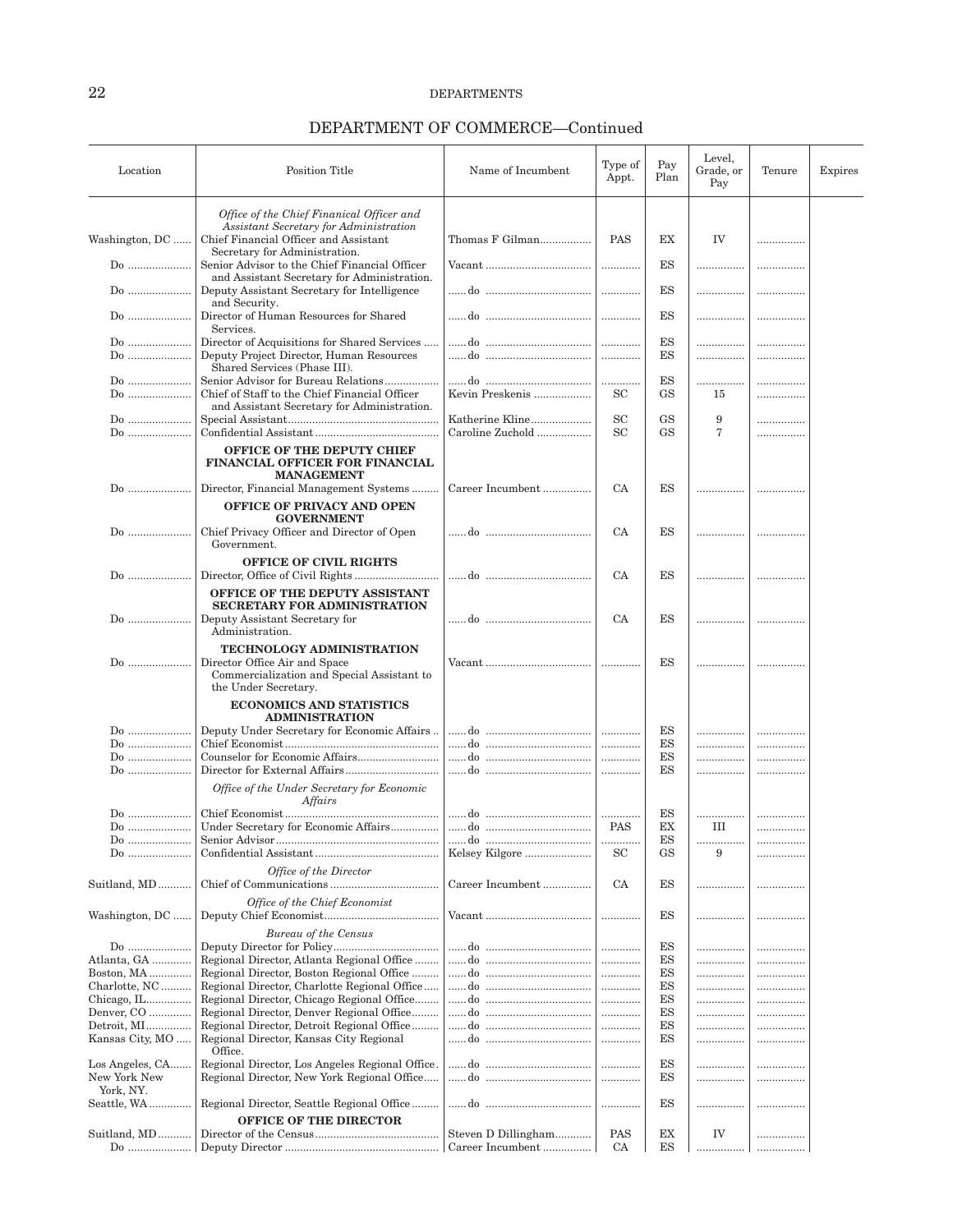## DEPARTMENT OF COMMERCE—Continued

| Location | Position Title | Name of Incumbent | Type of Appt. | Pay Plan | Level, Grade, or Pay | Tenure | Expires |
|---|---|---|---|---|---|---|---|
| | *Office of the Chief Finanical Officer and Assistant Secretary for Administration* | | | | | | |
| Washington, DC | Chief Financial Officer and Assistant Secretary for Administration. | Thomas F Gilman | PAS | EX | IV | | |
| Do | Senior Advisor to the Chief Financial Officer and Assistant Secretary for Administration. | Vacant | | ES | | | |
| Do | Deputy Assistant Secretary for Intelligence and Security. | do | | ES | | | |
| Do | Director of Human Resources for Shared Services. | do | | ES | | | |
| Do | Director of Acquisitions for Shared Services | do | | ES | | | |
| Do | Deputy Project Director, Human Resources Shared Services (Phase III). | do | | ES | | | |
| Do | Senior Advisor for Bureau Relations | do | | ES | | | |
| Do | Chief of Staff to the Chief Financial Officer and Assistant Secretary for Administration. | Kevin Preskenis | SC | GS | 15 | | |
| Do | Special Assistant | Katherine Kline | SC | GS | 9 | | |
| Do | Confidential Assistant | Caroline Zuchold | SC | GS | 7 | | |
| | **OFFICE OF THE DEPUTY CHIEF FINANCIAL OFFICER FOR FINANCIAL MANAGEMENT** | | | | | | |
| Do | Director, Financial Management Systems | Career Incumbent | CA | ES | | | |
| | **OFFICE OF PRIVACY AND OPEN GOVERNMENT** | | | | | | |
| Do | Chief Privacy Officer and Director of Open Government. | do | CA | ES | | | |
| | **OFFICE OF CIVIL RIGHTS** | | | | | | |
| Do | Director, Office of Civil Rights | do | CA | ES | | | |
| | **OFFICE OF THE DEPUTY ASSISTANT SECRETARY FOR ADMINISTRATION** | | | | | | |
| Do | Deputy Assistant Secretary for Administration. | do | CA | ES | | | |
| | **TECHNOLOGY ADMINISTRATION** | | | | | | |
| Do | Director Office Air and Space Commercialization and Special Assistant to the Under Secretary. | Vacant | | ES | | | |
| | **ECONOMICS AND STATISTICS ADMINISTRATION** | | | | | | |
| Do | Deputy Under Secretary for Economic Affairs | do | | ES | | | |
| Do | Chief Economist | do | | ES | | | |
| Do | Counselor for Economic Affairs | do | | ES | | | |
| Do | Director for External Affairs | do | | ES | | | |
| | *Office of the Under Secretary for Economic Affairs* | | | | | | |
| Do | Chief Economist | do | | ES | | | |
| Do | Under Secretary for Economic Affairs | do | PAS | EX | III | | |
| Do | Senior Advisor | do | | ES | | | |
| Do | Confidential Assistant | Kelsey Kilgore | SC | GS | 9 | | |
| | *Office of the Director* | | | | | | |
| Suitland, MD | Chief of Communications | Career Incumbent | CA | ES | | | |
| | *Office of the Chief Economist* | | | | | | |
| Washington, DC | Deputy Chief Economist | Vacant | | ES | | | |
| | *Bureau of the Census* | | | | | | |
| Do | Deputy Director for Policy | do | | ES | | | |
| Atlanta, GA | Regional Director, Atlanta Regional Office | do | | ES | | | |
| Boston, MA | Regional Director, Boston Regional Office | do | | ES | | | |
| Charlotte, NC | Regional Director, Charlotte Regional Office | do | | ES | | | |
| Chicago, IL | Regional Director, Chicago Regional Office | do | | ES | | | |
| Denver, CO | Regional Director, Denver Regional Office | do | | ES | | | |
| Detroit, MI | Regional Director, Detroit Regional Office | do | | ES | | | |
| Kansas City, MO | Regional Director, Kansas City Regional Office. | do | | ES | | | |
| Los Angeles, CA | Regional Director, Los Angeles Regional Office | do | | ES | | | |
| New York New York, NY. | Regional Director, New York Regional Office | do | | ES | | | |
| Seattle, WA | Regional Director, Seattle Regional Office | do | | ES | | | |
| | **OFFICE OF THE DIRECTOR** | | | | | | |
| Suitland, MD | Director of the Census | Steven D Dillingham | PAS | EX | IV | | |
| Do | Deputy Director | Career Incumbent | CA | ES | | | |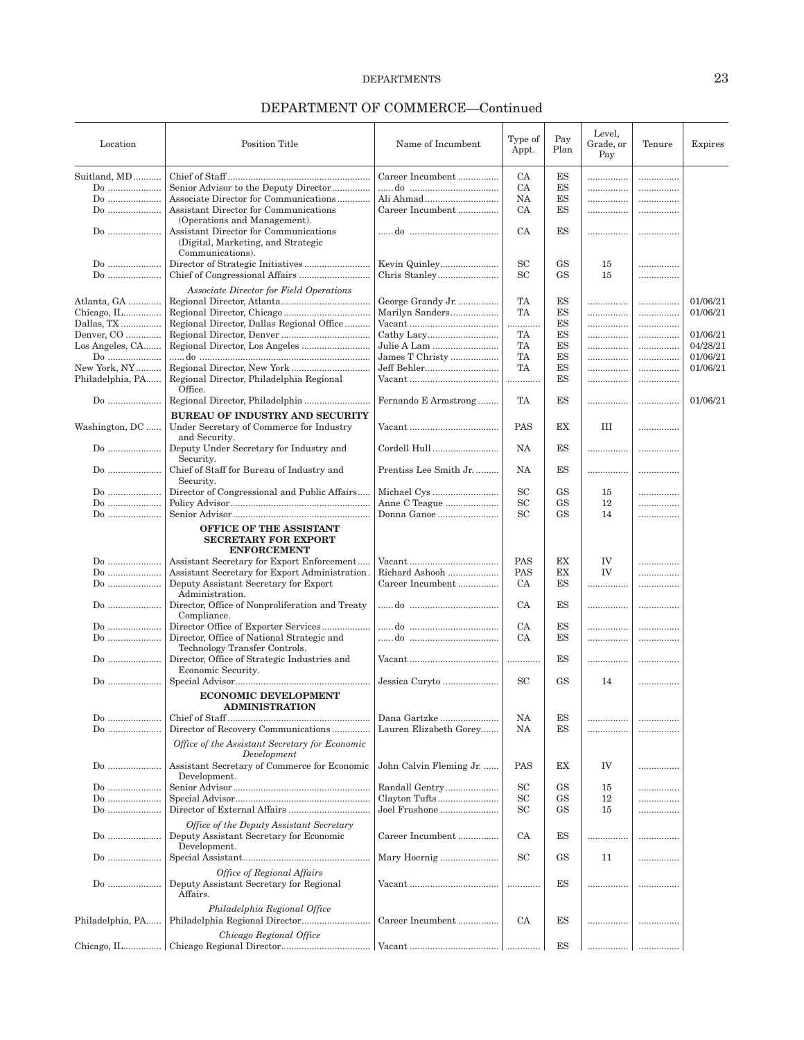## DEPARTMENT OF COMMERCE—Continued

| Location | Position Title | Name of Incumbent | Type of Appt. | Pay Plan | Level, Grade, or Pay | Tenure | Expires |
|---|---|---|---|---|---|---|---|
| Suitland, MD | Chief of Staff | Career Incumbent | CA | ES | | | |
| Do | Senior Advisor to the Deputy Director | ......do | CA | ES | | | |
| Do | Associate Director for Communications | Ali Ahmad | NA | ES | | | |
| Do | Assistant Director for Communications (Operations and Management). | Career Incumbent | CA | ES | | | |
| Do | Assistant Director for Communications (Digital, Marketing, and Strategic Communications). | ......do | CA | ES | | | |
| Do | Director of Strategic Initiatives | Kevin Quinley | SC | GS | 15 | | |
| Do | Chief of Congressional Affairs | Chris Stanley | SC | GS | 15 | | |
| | *Associate Director for Field Operations* | | | | | | |
| Atlanta, GA | Regional Director, Atlanta | George Grandy Jr. | TA | ES | | | 01/06/21 |
| Chicago, IL | Regional Director, Chicago | Marilyn Sanders | TA | ES | | | 01/06/21 |
| Dallas, TX | Regional Director, Dallas Regional Office | Vacant | | ES | | | |
| Denver, CO | Regional Director, Denver | Cathy Lacy | TA | ES | | | 01/06/21 |
| Los Angeles, CA | Regional Director, Los Angeles | Julie A Lam | TA | ES | | | 04/28/21 |
| Do | ......do | James T Christy | TA | ES | | | 01/06/21 |
| New York, NY | Regional Director, New York | Jeff Behler | TA | ES | | | 01/06/21 |
| Philadelphia, PA | Regional Director, Philadelphia Regional Office. | Vacant | | ES | | | |
| Do | Regional Director, Philadelphia | Fernando E Armstrong | TA | ES | | | 01/06/21 |
| | **BUREAU OF INDUSTRY AND SECURITY** | | | | | | |
| Washington, DC | Under Secretary of Commerce for Industry and Security. | Vacant | PAS | EX | III | | |
| Do | Deputy Under Secretary for Industry and Security. | Cordell Hull | NA | ES | | | |
| Do | Chief of Staff for Bureau of Industry and Security. | Prentiss Lee Smith Jr. | NA | ES | | | |
| Do | Director of Congressional and Public Affairs | Michael Cys | SC | GS | 15 | | |
| Do | Policy Advisor | Anne C Teague | SC | GS | 12 | | |
| Do | Senior Advisor | Donna Ganoe | SC | GS | 14 | | |
| | **OFFICE OF THE ASSISTANT SECRETARY FOR EXPORT ENFORCEMENT** | | | | | | |
| Do | Assistant Secretary for Export Enforcement | Vacant | PAS | EX | IV | | |
| Do | Assistant Secretary for Export Administration. | Richard Ashooh | PAS | EX | IV | | |
| Do | Deputy Assistant Secretary for Export Administration. | Career Incumbent | CA | ES | | | |
| Do | Director, Office of Nonproliferation and Treaty Compliance. | ......do | CA | ES | | | |
| Do | Director Office of Exporter Services | ......do | CA | ES | | | |
| Do | Director, Office of National Strategic and Technology Transfer Controls. | ......do | CA | ES | | | |
| Do | Director, Office of Strategic Industries and Economic Security. | Vacant | | ES | | | |
| Do | Special Advisor | Jessica Curyto | SC | GS | 14 | | |
| | **ECONOMIC DEVELOPMENT ADMINISTRATION** | | | | | | |
| Do | Chief of Staff | Dana Gartzke | NA | ES | | | |
| Do | Director of Recovery Communications | Lauren Elizabeth Gorey | NA | ES | | | |
| | *Office of the Assistant Secretary for Economic Development* | | | | | | |
| Do | Assistant Secretary of Commerce for Economic Development. | John Calvin Fleming Jr. | PAS | EX | IV | | |
| Do | Senior Advisor | Randall Gentry | SC | GS | 15 | | |
| Do | Special Advisor | Clayton Tufts | SC | GS | 12 | | |
| Do | Director of External Affairs | Joel Frushone | SC | GS | 15 | | |
| | *Office of the Deputy Assistant Secretary* | | | | | | |
| Do | Deputy Assistant Secretary for Economic Development. | Career Incumbent | CA | ES | | | |
| Do | Special Assistant | Mary Hoernig | SC | GS | 11 | | |
| | *Office of Regional Affairs* | | | | | | |
| Do | Deputy Assistant Secretary for Regional Affairs. | Vacant | | ES | | | |
| | *Philadelphia Regional Office* | | | | | | |
| Philadelphia, PA | Philadelphia Regional Director | Career Incumbent | CA | ES | | | |
| | *Chicago Regional Office* | | | | | | |
| Chicago, IL | Chicago Regional Director | Vacant | | ES | | | |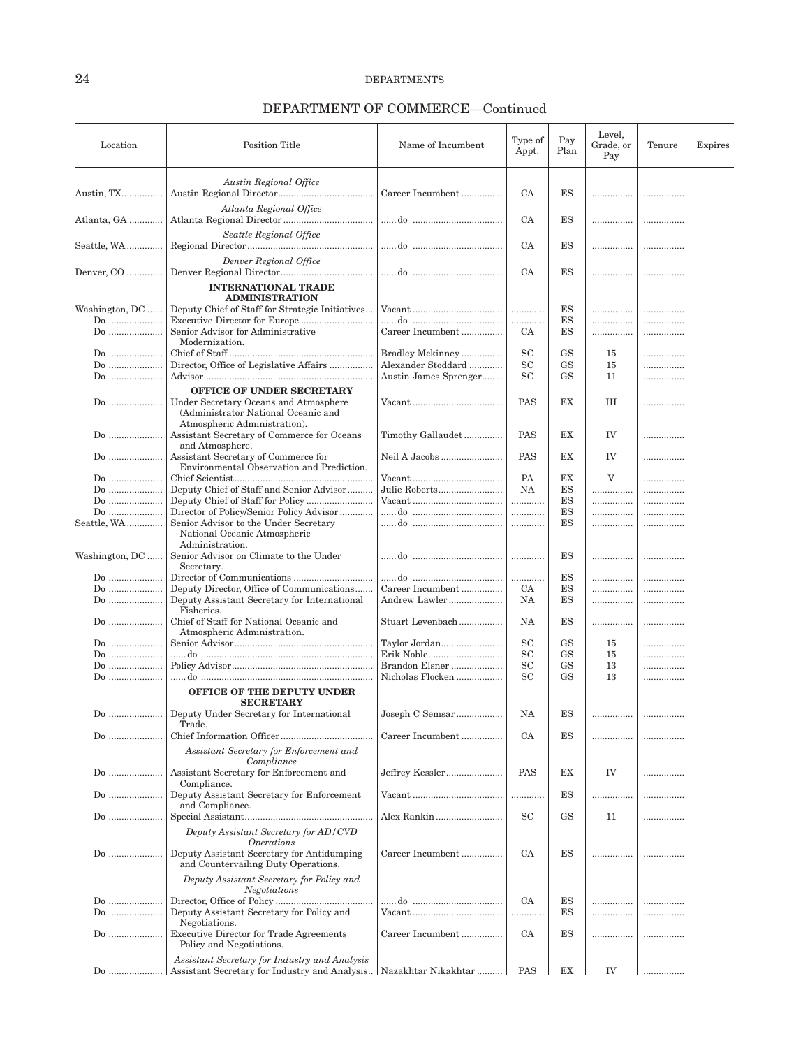## DEPARTMENT OF COMMERCE—Continued

| Location | Position Title | Name of Incumbent | Type of Appt. | Pay Plan | Level, Grade, or Pay | Tenure | Expires |
|---|---|---|---|---|---|---|---|
| | *Austin Regional Office* | | | | | | |
| Austin, TX | Austin Regional Director | Career Incumbent | CA | ES | | | |
| | *Atlanta Regional Office* | | | | | | |
| Atlanta, GA | Atlanta Regional Director | ......do | CA | ES | | | |
| | *Seattle Regional Office* | | | | | | |
| Seattle, WA | Regional Director | ......do | CA | ES | | | |
| | *Denver Regional Office* | | | | | | |
| Denver, CO | Denver Regional Director | ......do | CA | ES | | | |
| | **INTERNATIONAL TRADE ADMINISTRATION** | | | | | | |
| Washington, DC | Deputy Chief of Staff for Strategic Initiatives | Vacant | | ES | | | |
| Do | Executive Director for Europe | ......do | | ES | | | |
| Do | Senior Advisor for Administrative Modernization. | Career Incumbent | CA | ES | | | |
| Do | Chief of Staff | Bradley Mckinney | SC | GS | 15 | | |
| Do | Director, Office of Legislative Affairs | Alexander Stoddard | SC | GS | 15 | | |
| Do | Advisor | Austin James Sprenger | SC | GS | 11 | | |
| | **OFFICE OF UNDER SECRETARY** | | | | | | |
| Do | Under Secretary Oceans and Atmosphere (Administrator National Oceanic and Atmospheric Administration). | Vacant | PAS | EX | III | | |
| Do | Assistant Secretary of Commerce for Oceans and Atmosphere. | Timothy Gallaudet | PAS | EX | IV | | |
| Do | Assistant Secretary of Commerce for Environmental Observation and Prediction. | Neil A Jacobs | PAS | EX | IV | | |
| Do | Chief Scientist | Vacant | PA | EX | V | | |
| Do | Deputy Chief of Staff and Senior Advisor | Julie Roberts | NA | ES | | | |
| Do | Deputy Chief of Staff for Policy | Vacant | | ES | | | |
| Do | Director of Policy/Senior Policy Advisor | ......do | | ES | | | |
| Seattle, WA | Senior Advisor to the Under Secretary National Oceanic Atmospheric Administration. | ......do | | ES | | | |
| Washington, DC | Senior Advisor on Climate to the Under Secretary. | ......do | | ES | | | |
| Do | Director of Communications | ......do | | ES | | | |
| Do | Deputy Director, Office of Communications | Career Incumbent | CA | ES | | | |
| Do | Deputy Assistant Secretary for International Fisheries. | Andrew Lawler | NA | ES | | | |
| Do | Chief of Staff for National Oceanic and Atmospheric Administration. | Stuart Levenbach | NA | ES | | | |
| Do | Senior Advisor | Taylor Jordan | SC | GS | 15 | | |
| Do | ......do | Erik Noble | SC | GS | 15 | | |
| Do | Policy Advisor | Brandon Elsner | SC | GS | 13 | | |
| Do | ......do | Nicholas Flocken | SC | GS | 13 | | |
| | **OFFICE OF THE DEPUTY UNDER SECRETARY** | | | | | | |
| Do | Deputy Under Secretary for International Trade. | Joseph C Semsar | NA | ES | | | |
| Do | Chief Information Officer | Career Incumbent | CA | ES | | | |
| | *Assistant Secretary for Enforcement and Compliance* | | | | | | |
| Do | Assistant Secretary for Enforcement and Compliance. | Jeffrey Kessler | PAS | EX | IV | | |
| Do | Deputy Assistant Secretary for Enforcement and Compliance. | Vacant | | ES | | | |
| Do | Special Assistant | Alex Rankin | SC | GS | 11 | | |
| | *Deputy Assistant Secretary for AD/CVD Operations* | | | | | | |
| Do | Deputy Assistant Secretary for Antidumping and Countervailing Duty Operations. | Career Incumbent | CA | ES | | | |
| | *Deputy Assistant Secretary for Policy and Negotiations* | | | | | | |
| Do | Director, Office of Policy | ......do | CA | ES | | | |
| Do | Deputy Assistant Secretary for Policy and Negotiations. | Vacant | | ES | | | |
| Do | Executive Director for Trade Agreements Policy and Negotiations. | Career Incumbent | CA | ES | | | |
| | *Assistant Secretary for Industry and Analysis* | | | | | | |
| Do | Assistant Secretary for Industry and Analysis | Nazakhtar Nikakhtar | PAS | EX | IV | | |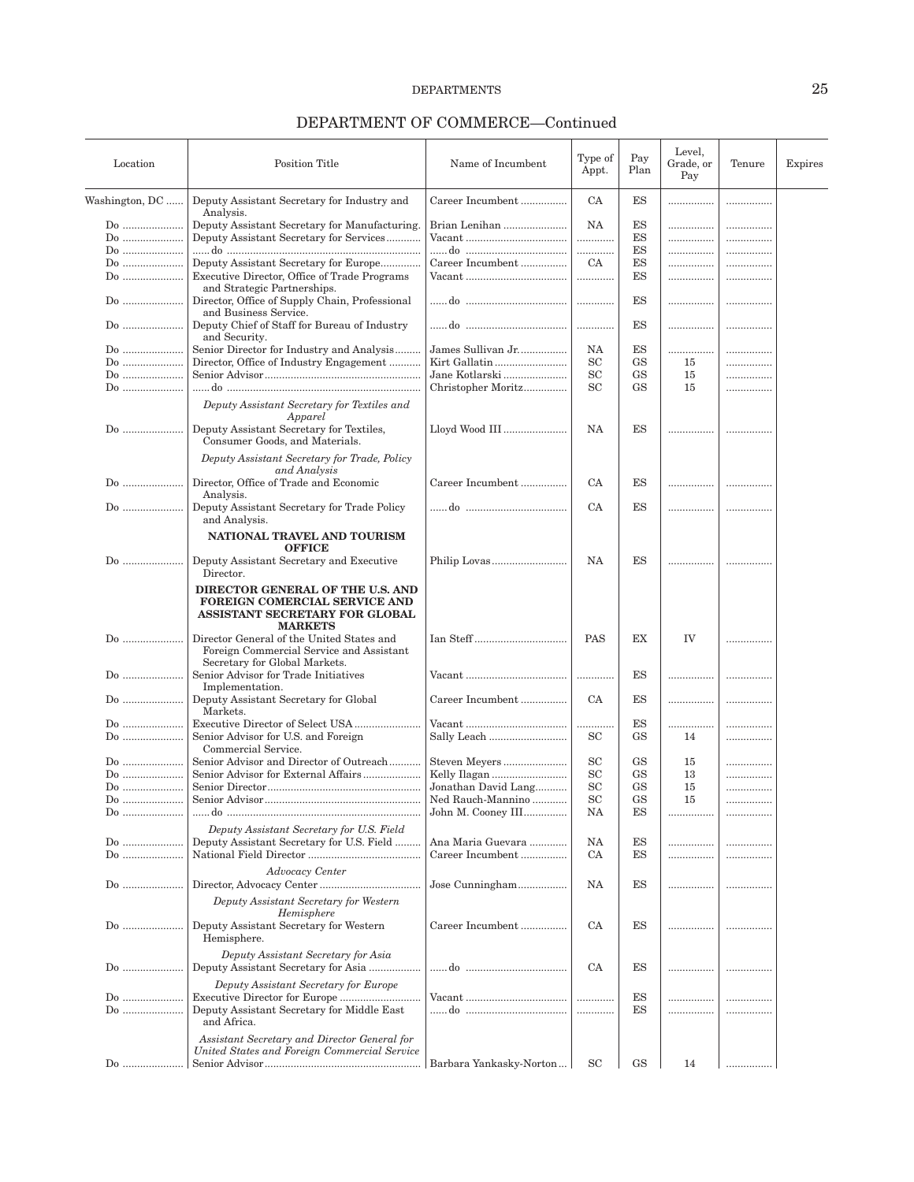## DEPARTMENT OF COMMERCE—Continued

| Location | Position Title | Name of Incumbent | Type of Appt. | Pay Plan | Level, Grade, or Pay | Tenure | Expires |
|---|---|---|---|---|---|---|---|
| Washington, DC | Deputy Assistant Secretary for Industry and Analysis. | Career Incumbent | CA | ES | | | |
| Do | Deputy Assistant Secretary for Manufacturing. | Brian Lenihan | NA | ES | | | |
| Do | Deputy Assistant Secretary for Services | Vacant | | ES | | | |
| Do | ......do | ......do | | ES | | | |
| Do | Deputy Assistant Secretary for Europe | Career Incumbent | CA | ES | | | |
| Do | Executive Director, Office of Trade Programs and Strategic Partnerships. | Vacant | | ES | | | |
| Do | Director, Office of Supply Chain, Professional and Business Service. | ......do | | ES | | | |
| Do | Deputy Chief of Staff for Bureau of Industry and Security. | ......do | | ES | | | |
| Do | Senior Director for Industry and Analysis | James Sullivan Jr. | NA | ES | | | |
| Do | Director, Office of Industry Engagement | Kirt Gallatin | SC | GS | 15 | | |
| Do | Senior Advisor | Jane Kotlarski | SC | GS | 15 | | |
| Do | ......do | Christopher Moritz | SC | GS | 15 | | |
| | *Deputy Assistant Secretary for Textiles and Apparel* | | | | | | |
| Do | Deputy Assistant Secretary for Textiles, Consumer Goods, and Materials. | Lloyd Wood III | NA | ES | | | |
| | *Deputy Assistant Secretary for Trade, Policy and Analysis* | | | | | | |
| Do | Director, Office of Trade and Economic Analysis. | Career Incumbent | CA | ES | | | |
| Do | Deputy Assistant Secretary for Trade Policy and Analysis. | ......do | CA | ES | | | |
| | **NATIONAL TRAVEL AND TOURISM OFFICE** | | | | | | |
| Do | Deputy Assistant Secretary and Executive Director. | Philip Lovas | NA | ES | | | |
| | **DIRECTOR GENERAL OF THE U.S. AND FOREIGN COMERCIAL SERVICE AND ASSISTANT SECRETARY FOR GLOBAL MARKETS** | | | | | | |
| Do | Director General of the United States and Foreign Commercial Service and Assistant Secretary for Global Markets. | Ian Steff | PAS | EX | IV | | |
| Do | Senior Advisor for Trade Initiatives Implementation. | Vacant | | ES | | | |
| Do | Deputy Assistant Secretary for Global Markets. | Career Incumbent | CA | ES | | | |
| Do | Executive Director of Select USA | Vacant | | ES | | | |
| Do | Senior Advisor for U.S. and Foreign Commercial Service. | Sally Leach | SC | GS | 14 | | |
| Do | Senior Advisor and Director of Outreach | Steven Meyers | SC | GS | 15 | | |
| Do | Senior Advisor for External Affairs | Kelly Ilagan | SC | GS | 13 | | |
| Do | Senior Director | Jonathan David Lang | SC | GS | 15 | | |
| Do | Senior Advisor | Ned Rauch-Mannino | SC | GS | 15 | | |
| Do | ......do | John M. Cooney III | NA | ES | | | |
| | *Deputy Assistant Secretary for U.S. Field* | | | | | | |
| Do | Deputy Assistant Secretary for U.S. Field | Ana Maria Guevara | NA | ES | | | |
| Do | National Field Director | Career Incumbent | CA | ES | | | |
| | *Advocacy Center* | | | | | | |
| Do | Director, Advocacy Center | Jose Cunningham | NA | ES | | | |
| | *Deputy Assistant Secretary for Western Hemisphere* | | | | | | |
| Do | Deputy Assistant Secretary for Western Hemisphere. | Career Incumbent | CA | ES | | | |
| | *Deputy Assistant Secretary for Asia* | | | | | | |
| Do | Deputy Assistant Secretary for Asia | ......do | CA | ES | | | |
| | *Deputy Assistant Secretary for Europe* | | | | | | |
| Do | Executive Director for Europe | Vacant | | ES | | | |
| Do | Deputy Assistant Secretary for Middle East and Africa. | ......do | | ES | | | |
| | *Assistant Secretary and Director General for United States and Foreign Commercial Service* | | | | | | |
| Do | Senior Advisor | Barbara Yankasky-Norton | SC | GS | 14 | | |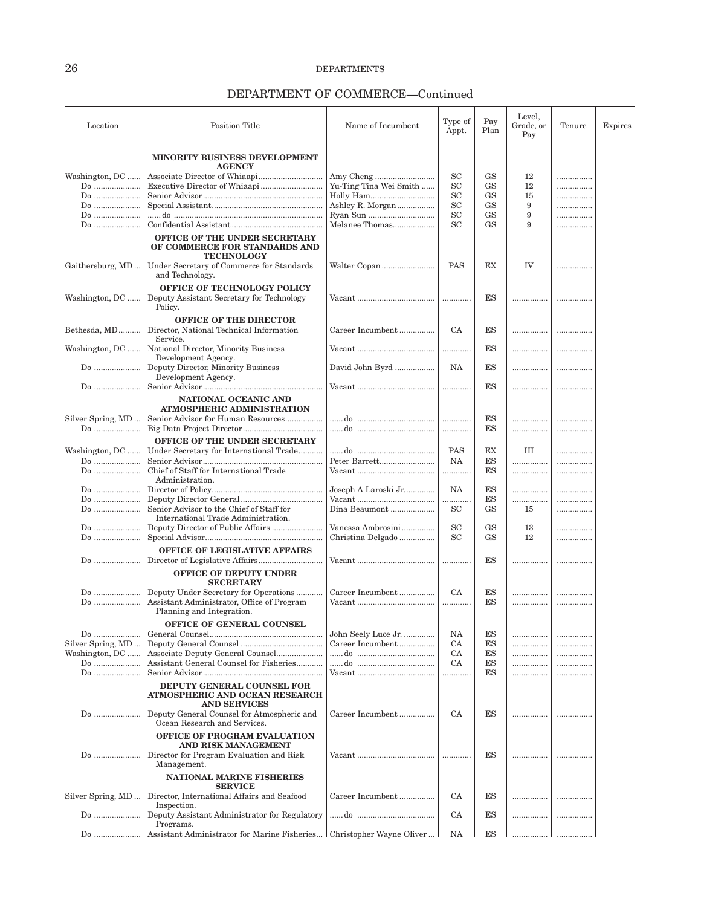## DEPARTMENT OF COMMERCE—Continued

| Location | Position Title | Name of Incumbent | Type of Appt. | Pay Plan | Level, Grade, or Pay | Tenure | Expires |
|---|---|---|---|---|---|---|---|
| | **MINORITY BUSINESS DEVELOPMENT AGENCY** | | | | | | |
| Washington, DC | Associate Director of Whiaapi | Amy Cheng | SC | GS | 12 | | |
| Do | Executive Director of Whiaapi | Yu-Ting Tina Wei Smith | SC | GS | 12 | | |
| Do | Senior Advisor | Holly Ham | SC | GS | 15 | | |
| Do | Special Assistant | Ashley R. Morgan | SC | GS | 9 | | |
| Do | do | Ryan Sun | SC | GS | 9 | | |
| Do | Confidential Assistant | Melanee Thomas | SC | GS | 9 | | |
| | **OFFICE OF THE UNDER SECRETARY OF COMMERCE FOR STANDARDS AND TECHNOLOGY** | | | | | | |
| Gaithersburg, MD | Under Secretary of Commerce for Standards and Technology. | Walter Copan | PAS | EX | IV | | |
| | **OFFICE OF TECHNOLOGY POLICY** | | | | | | |
| Washington, DC | Deputy Assistant Secretary for Technology Policy. | Vacant | | ES | | | |
| | **OFFICE OF THE DIRECTOR** | | | | | | |
| Bethesda, MD | Director, National Technical Information Service. | Career Incumbent | CA | ES | | | |
| Washington, DC | National Director, Minority Business Development Agency. | Vacant | | ES | | | |
| Do | Deputy Director, Minority Business Development Agency. | David John Byrd | NA | ES | | | |
| Do | Senior Advisor | Vacant | | ES | | | |
| | **NATIONAL OCEANIC AND ATMOSPHERIC ADMINISTRATION** | | | | | | |
| Silver Spring, MD | Senior Advisor for Human Resources | do | | ES | | | |
| Do | Big Data Project Director | do | | ES | | | |
| | **OFFICE OF THE UNDER SECRETARY** | | | | | | |
| Washington, DC | Under Secretary for International Trade | do | PAS | EX | III | | |
| Do | Senior Advisor | Peter Barrett | NA | ES | | | |
| Do | Chief of Staff for International Trade Administration. | Vacant | | ES | | | |
| Do | Director of Policy | Joseph A Laroski Jr. | NA | ES | | | |
| Do | Deputy Director General | Vacant | | ES | | | |
| Do | Senior Advisor to the Chief of Staff for International Trade Administration. | Dina Beaumont | SC | GS | 15 | | |
| Do | Deputy Director of Public Affairs | Vanessa Ambrosini | SC | GS | 13 | | |
| Do | Special Advisor | Christina Delgado | SC | GS | 12 | | |
| | **OFFICE OF LEGISLATIVE AFFAIRS** | | | | | | |
| Do | Director of Legislative Affairs | Vacant | | ES | | | |
| | **OFFICE OF DEPUTY UNDER SECRETARY** | | | | | | |
| Do | Deputy Under Secretary for Operations | Career Incumbent | CA | ES | | | |
| Do | Assistant Administrator, Office of Program Planning and Integration. | Vacant | | ES | | | |
| | **OFFICE OF GENERAL COUNSEL** | | | | | | |
| Do | General Counsel | John Seely Luce Jr. | NA | ES | | | |
| Silver Spring, MD | Deputy General Counsel | Career Incumbent | CA | ES | | | |
| Washington, DC | Associate Deputy General Counsel | do | CA | ES | | | |
| Do | Assistant General Counsel for Fisheries | do | CA | ES | | | |
| Do | Senior Advisor | Vacant | | ES | | | |
| | **DEPUTY GENERAL COUNSEL FOR ATMOSPHERIC AND OCEAN RESEARCH AND SERVICES** | | | | | | |
| Do | Deputy General Counsel for Atmospheric and Ocean Research and Services. | Career Incumbent | CA | ES | | | |
| | **OFFICE OF PROGRAM EVALUATION AND RISK MANAGEMENT** | | | | | | |
| Do | Director for Program Evaluation and Risk Management. | Vacant | | ES | | | |
| | **NATIONAL MARINE FISHERIES SERVICE** | | | | | | |
| Silver Spring, MD | Director, International Affairs and Seafood Inspection. | Career Incumbent | CA | ES | | | |
| Do | Deputy Assistant Administrator for Regulatory Programs. | do | CA | ES | | | |
| Do | Assistant Administrator for Marine Fisheries | Christopher Wayne Oliver | NA | ES | | | |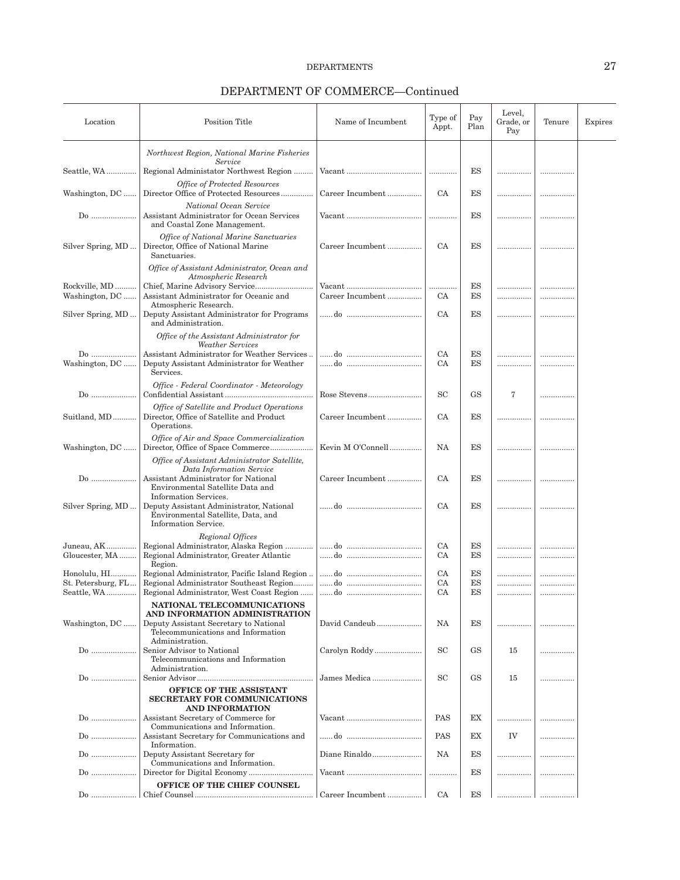## DEPARTMENT OF COMMERCE—Continued

| Location | Position Title | Name of Incumbent | Type of Appt. | Pay Plan | Level, Grade, or Pay | Tenure | Expires |
|---|---|---|---|---|---|---|---|
| | *Northwest Region, National Marine Fisheries Service* | | | | | | |
| Seattle, WA | Regional Administrator Northwest Region | Vacant | | ES | | | |
| | *Office of Protected Resources* | | | | | | |
| Washington, DC | Director Office of Protected Resources | Career Incumbent | CA | ES | | | |
| | *National Ocean Service* | | | | | | |
| Do | Assistant Administrator for Ocean Services and Coastal Zone Management. | Vacant | | ES | | | |
| | *Office of National Marine Sanctuaries* | | | | | | |
| Silver Spring, MD | Director, Office of National Marine Sanctuaries. | Career Incumbent | CA | ES | | | |
| | *Office of Assistant Administrator, Ocean and Atmospheric Research* | | | | | | |
| Rockville, MD | Chief, Marine Advisory Service | Vacant | | ES | | | |
| Washington, DC | Assistant Administrator for Oceanic and Atmospheric Research. | Career Incumbent | CA | ES | | | |
| Silver Spring, MD | Deputy Assistant Administrator for Programs and Administration. | do | CA | ES | | | |
| | *Office of the Assistant Administrator for Weather Services* | | | | | | |
| Do | Assistant Administrator for Weather Services | do | CA | ES | | | |
| Washington, DC | Deputy Assistant Administrator for Weather Services. | do | CA | ES | | | |
| | *Office - Federal Coordinator - Meteorology* | | | | | | |
| Do | Confidential Assistant | Rose Stevens | SC | GS | 7 | | |
| | *Office of Satellite and Product Operations* | | | | | | |
| Suitland, MD | Director, Office of Satellite and Product Operations. | Career Incumbent | CA | ES | | | |
| | *Office of Air and Space Commercialization* | | | | | | |
| Washington, DC | Director, Office of Space Commerce | Kevin M O'Connell | NA | ES | | | |
| | *Office of Assistant Administrator Satellite, Data Information Service* | | | | | | |
| Do | Assistant Administrator for National Environmental Satellite Data and Information Services. | Career Incumbent | CA | ES | | | |
| Silver Spring, MD | Deputy Assistant Administrator, National Environmental Satellite, Data, and Information Service. | do | CA | ES | | | |
| | *Regional Offices* | | | | | | |
| Juneau, AK | Regional Administrator, Alaska Region | do | CA | ES | | | |
| Gloucester, MA | Regional Administrator, Greater Atlantic Region. | do | CA | ES | | | |
| Honolulu, HI | Regional Administrator, Pacific Island Region | do | CA | ES | | | |
| St. Petersburg, FL | Regional Administrator Southeast Region | do | CA | ES | | | |
| Seattle, WA | Regional Administrator, West Coast Region | do | CA | ES | | | |
| | **NATIONAL TELECOMMUNICATIONS AND INFORMATION ADMINISTRATION** | | | | | | |
| Washington, DC | Deputy Assistant Secretary to National Telecommunications and Information Administration. | David Candeub | NA | ES | | | |
| Do | Senior Advisor to National Telecommunications and Information Administration. | Carolyn Roddy | SC | GS | 15 | | |
| Do | Senior Advisor | James Medica | SC | GS | 15 | | |
| | **OFFICE OF THE ASSISTANT SECRETARY FOR COMMUNICATIONS AND INFORMATION** | | | | | | |
| Do | Assistant Secretary of Commerce for Communications and Information. | Vacant | PAS | EX | | | |
| Do | Assistant Secretary for Communications and Information. | do | PAS | EX | IV | | |
| Do | Deputy Assistant Secretary for Communications and Information. | Diane Rinaldo | NA | ES | | | |
| Do | Director for Digital Economy | Vacant | | ES | | | |
| | **OFFICE OF THE CHIEF COUNSEL** | | | | | | |
| Do | Chief Counsel | Career Incumbent | CA | ES | | | |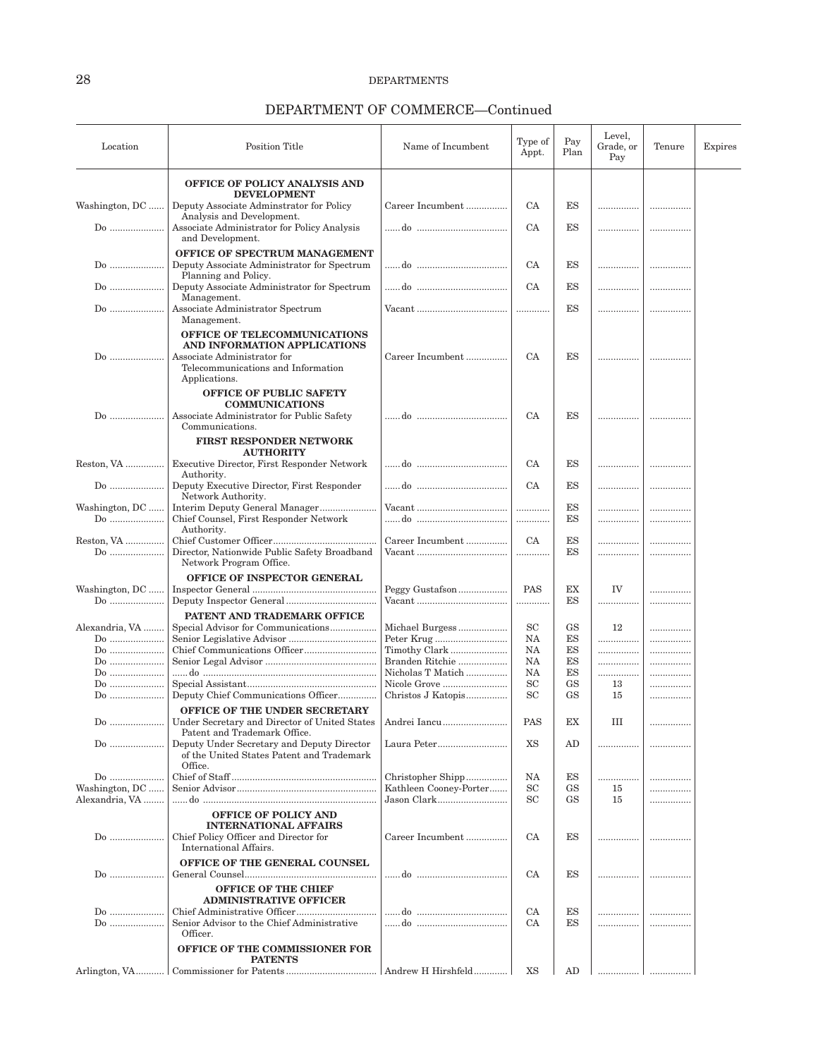## DEPARTMENT OF COMMERCE—Continued

| Location | Position Title | Name of Incumbent | Type of Appt. | Pay Plan | Level, Grade, or Pay | Tenure | Expires |
|---|---|---|---|---|---|---|---|
| | **OFFICE OF POLICY ANALYSIS AND DEVELOPMENT** | | | | | | |
| Washington, DC | Deputy Associate Adminstrator for Policy Analysis and Development. | Career Incumbent | CA | ES | | | |
| Do | Associate Administrator for Policy Analysis and Development. | do | CA | ES | | | |
| | **OFFICE OF SPECTRUM MANAGEMENT** | | | | | | |
| Do | Deputy Associate Administrator for Spectrum Planning and Policy. | do | CA | ES | | | |
| Do | Deputy Associate Administrator for Spectrum Management. | do | CA | ES | | | |
| Do | Associate Administrator Spectrum Management. | Vacant | | ES | | | |
| | **OFFICE OF TELECOMMUNICATIONS AND INFORMATION APPLICATIONS** | | | | | | |
| Do | Associate Administrator for Telecommunications and Information Applications. | Career Incumbent | CA | ES | | | |
| | **OFFICE OF PUBLIC SAFETY COMMUNICATIONS** | | | | | | |
| Do | Associate Administrator for Public Safety Communications. | do | CA | ES | | | |
| | **FIRST RESPONDER NETWORK AUTHORITY** | | | | | | |
| Reston, VA | Executive Director, First Responder Network Authority. | do | CA | ES | | | |
| Do | Deputy Executive Director, First Responder Network Authority. | do | CA | ES | | | |
| Washington, DC | Interim Deputy General Manager | Vacant | | ES | | | |
| Do | Chief Counsel, First Responder Network Authority. | do | | ES | | | |
| Reston, VA | Chief Customer Officer | Career Incumbent | CA | ES | | | |
| Do | Director, Nationwide Public Safety Broadband Network Program Office. | Vacant | | ES | | | |
| | **OFFICE OF INSPECTOR GENERAL** | | | | | | |
| Washington, DC | Inspector General | Peggy Gustafson | PAS | EX | IV | | |
| Do | Deputy Inspector General | Vacant | | ES | | | |
| | **PATENT AND TRADEMARK OFFICE** | | | | | | |
| Alexandria, VA | Special Advisor for Communications | Michael Burgess | SC | GS | 12 | | |
| Do | Senior Legislative Advisor | Peter Krug | NA | ES | | | |
| Do | Chief Communications Officer | Timothy Clark | NA | ES | | | |
| Do | Senior Legal Advisor | Branden Ritchie | NA | ES | | | |
| Do | do | Nicholas T Matich | NA | ES | | | |
| Do | Special Assistant | Nicole Grove | SC | GS | 13 | | |
| Do | Deputy Chief Communications Officer | Christos J Katopis | SC | GS | 15 | | |
| | **OFFICE OF THE UNDER SECRETARY** | | | | | | |
| Do | Under Secretary and Director of United States Patent and Trademark Office. | Andrei Iancu | PAS | EX | III | | |
| Do | Deputy Under Secretary and Deputy Director of the United States Patent and Trademark Office. | Laura Peter | XS | AD | | | |
| Do | Chief of Staff | Christopher Shipp | NA | ES | | | |
| Washington, DC | Senior Advisor | Kathleen Cooney-Porter | SC | GS | 15 | | |
| Alexandria, VA | do | Jason Clark | SC | GS | 15 | | |
| | **OFFICE OF POLICY AND INTERNATIONAL AFFAIRS** | | | | | | |
| Do | Chief Policy Officer and Director for International Affairs. | Career Incumbent | CA | ES | | | |
| | **OFFICE OF THE GENERAL COUNSEL** | | | | | | |
| Do | General Counsel | do | CA | ES | | | |
| | **OFFICE OF THE CHIEF ADMINISTRATIVE OFFICER** | | | | | | |
| Do | Chief Administrative Officer | do | CA | ES | | | |
| Do | Senior Advisor to the Chief Administrative Officer. | do | CA | ES | | | |
| | **OFFICE OF THE COMMISSIONER FOR PATENTS** | | | | | | |
| Arlington, VA | Commissioner for Patents | Andrew H Hirshfeld | XS | AD | | | |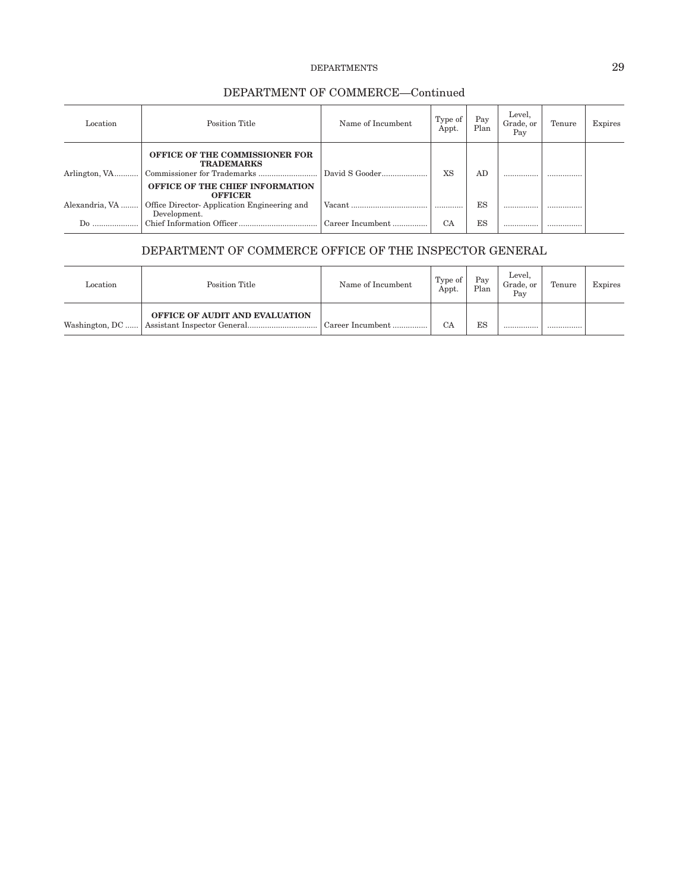## DEPARTMENT OF COMMERCE—Continued

| Location | Position Title | Name of Incumbent | Type of Appt. | Pay Plan | Level, Grade, or Pay | Tenure | Expires |
|---|---|---|---|---|---|---|---|
| | **OFFICE OF THE COMMISSIONER FOR TRADEMARKS** | | | | | | |
| Arlington, VA | Commissioner for Trademarks | David S Gooder | XS | AD | | | |
| | **OFFICE OF THE CHIEF INFORMATION OFFICER** | | | | | | |
| Alexandria, VA | Office Director- Application Engineering and Development. | Vacant | | ES | | | |
| Do | Chief Information Officer | Career Incumbent | CA | ES | | | |

## DEPARTMENT OF COMMERCE OFFICE OF THE INSPECTOR GENERAL

| Location | Position Title | Name of Incumbent | Type of Appt. | Pay Plan | Level, Grade, or Pay | Tenure | Expires |
|---|---|---|---|---|---|---|---|
| | **OFFICE OF AUDIT AND EVALUATION** | | | | | | |
| Washington, DC | Assistant Inspector General | Career Incumbent | CA | ES | | | |